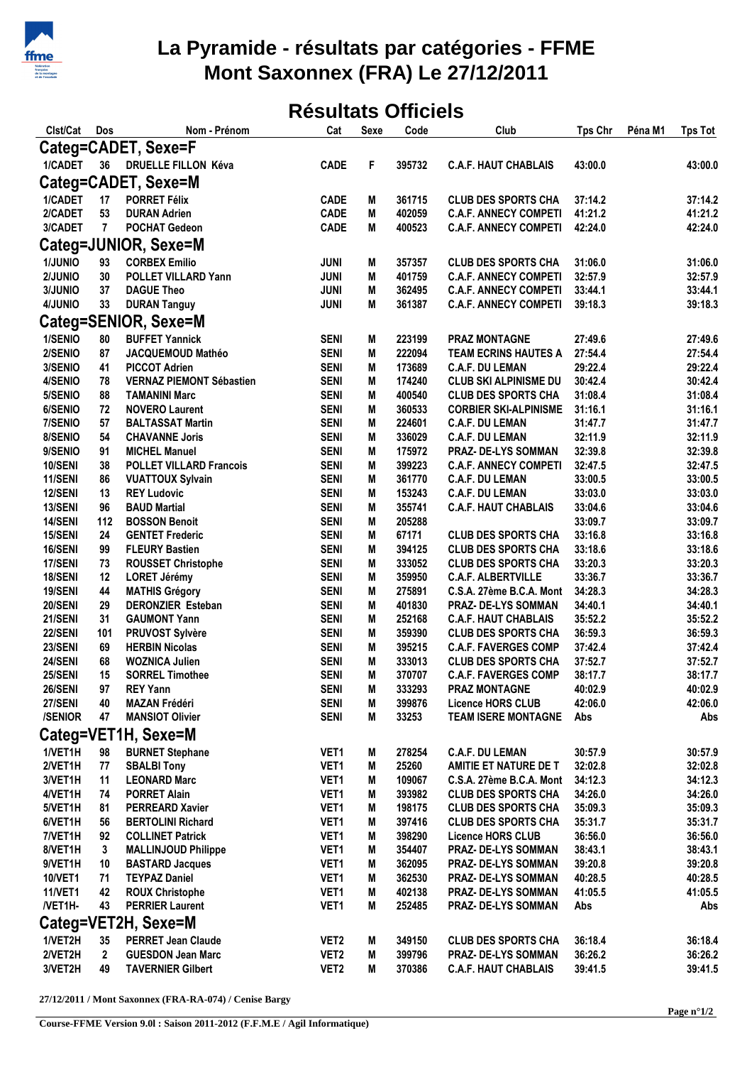# La Pyramide - résultats par catégories - FFME
# Mont Saxonnex (FRA) Le 27/12/2011

## Résultats Officiels

| Clst/Cat | Dos | Nom - Prénom | Cat | Sexe | Code | Club | Tps Chr | Péna M1 | Tps Tot |
|---|---|---|---|---|---|---|---|---|---|
| **Categ=CADET, Sexe=F** | | | | | | | | | |
| 1/CADET | 36 | DRUELLE FILLON Kéva | CADE | F | 395732 | C.A.F. HAUT CHABLAIS | 43:00.0 | | 43:00.0 |
| **Categ=CADET, Sexe=M** | | | | | | | | | |
| 1/CADET | 17 | PORRET Félix | CADE | M | 361715 | CLUB DES SPORTS CHA | 37:14.2 | | 37:14.2 |
| 2/CADET | 53 | DURAN Adrien | CADE | M | 402059 | C.A.F. ANNECY COMPETI | 41:21.2 | | 41:21.2 |
| 3/CADET | 7 | POCHAT Gedeon | CADE | M | 400523 | C.A.F. ANNECY COMPETI | 42:24.0 | | 42:24.0 |
| **Categ=JUNIOR, Sexe=M** | | | | | | | | | |
| 1/JUNIO | 93 | CORBEX Emilio | JUNI | M | 357357 | CLUB DES SPORTS CHA | 31:06.0 | | 31:06.0 |
| 2/JUNIO | 30 | POLLET VILLARD Yann | JUNI | M | 401759 | C.A.F. ANNECY COMPETI | 32:57.9 | | 32:57.9 |
| 3/JUNIO | 37 | DAGUE Theo | JUNI | M | 362495 | C.A.F. ANNECY COMPETI | 33:44.1 | | 33:44.1 |
| 4/JUNIO | 33 | DURAN Tanguy | JUNI | M | 361387 | C.A.F. ANNECY COMPETI | 39:18.3 | | 39:18.3 |
| **Categ=SENIOR, Sexe=M** | | | | | | | | | |
| 1/SENIO | 80 | BUFFET Yannick | SENI | M | 223199 | PRAZ MONTAGNE | 27:49.6 | | 27:49.6 |
| 2/SENIO | 87 | JACQUEMOUD Mathéo | SENI | M | 222094 | TEAM ECRINS HAUTES A | 27:54.4 | | 27:54.4 |
| 3/SENIO | 41 | PICCOT Adrien | SENI | M | 173689 | C.A.F. DU LEMAN | 29:22.4 | | 29:22.4 |
| 4/SENIO | 78 | VERNAZ PIEMONT Sébastien | SENI | M | 174240 | CLUB SKI ALPINISME DU | 30:42.4 | | 30:42.4 |
| 5/SENIO | 88 | TAMANINI Marc | SENI | M | 400540 | CLUB DES SPORTS CHA | 31:08.4 | | 31:08.4 |
| 6/SENIO | 72 | NOVERO Laurent | SENI | M | 360533 | CORBIER SKI-ALPINISME | 31:16.1 | | 31:16.1 |
| 7/SENIO | 57 | BALTASSAT Martin | SENI | M | 224601 | C.A.F. DU LEMAN | 31:47.7 | | 31:47.7 |
| 8/SENIO | 54 | CHAVANNE Joris | SENI | M | 336029 | C.A.F. DU LEMAN | 32:11.9 | | 32:11.9 |
| 9/SENIO | 91 | MICHEL Manuel | SENI | M | 175972 | PRAZ- DE-LYS SOMMAN | 32:39.8 | | 32:39.8 |
| 10/SENI | 38 | POLLET VILLARD Francois | SENI | M | 399223 | C.A.F. ANNECY COMPETI | 32:47.5 | | 32:47.5 |
| 11/SENI | 86 | VUATTOUX Sylvain | SENI | M | 361770 | C.A.F. DU LEMAN | 33:00.5 | | 33:00.5 |
| 12/SENI | 13 | REY Ludovic | SENI | M | 153243 | C.A.F. DU LEMAN | 33:03.0 | | 33:03.0 |
| 13/SENI | 96 | BAUD Martial | SENI | M | 355741 | C.A.F. HAUT CHABLAIS | 33:04.6 | | 33:04.6 |
| 14/SENI | 112 | BOSSON Benoit | SENI | M | 205288 | | 33:09.7 | | 33:09.7 |
| 15/SENI | 24 | GENTET Frederic | SENI | M | 67171 | CLUB DES SPORTS CHA | 33:16.8 | | 33:16.8 |
| 16/SENI | 99 | FLEURY Bastien | SENI | M | 394125 | CLUB DES SPORTS CHA | 33:18.6 | | 33:18.6 |
| 17/SENI | 73 | ROUSSET Christophe | SENI | M | 333052 | CLUB DES SPORTS CHA | 33:20.3 | | 33:20.3 |
| 18/SENI | 12 | LORET Jérémy | SENI | M | 359950 | C.A.F. ALBERTVILLE | 33:36.7 | | 33:36.7 |
| 19/SENI | 44 | MATHIS Grégory | SENI | M | 275891 | C.S.A. 27ème B.C.A. Mont | 34:28.3 | | 34:28.3 |
| 20/SENI | 29 | DERONZIER Esteban | SENI | M | 401830 | PRAZ- DE-LYS SOMMAN | 34:40.1 | | 34:40.1 |
| 21/SENI | 31 | GAUMONT Yann | SENI | M | 252168 | C.A.F. HAUT CHABLAIS | 35:52.2 | | 35:52.2 |
| 22/SENI | 101 | PRUVOST Sylvère | SENI | M | 359390 | CLUB DES SPORTS CHA | 36:59.3 | | 36:59.3 |
| 23/SENI | 69 | HERBIN Nicolas | SENI | M | 395215 | C.A.F. FAVERGES COMP | 37:42.4 | | 37:42.4 |
| 24/SENI | 68 | WOZNICA Julien | SENI | M | 333013 | CLUB DES SPORTS CHA | 37:52.7 | | 37:52.7 |
| 25/SENI | 15 | SORREL Timothee | SENI | M | 370707 | C.A.F. FAVERGES COMP | 38:17.7 | | 38:17.7 |
| 26/SENI | 97 | REY Yann | SENI | M | 333293 | PRAZ MONTAGNE | 40:02.9 | | 40:02.9 |
| 27/SENI | 40 | MAZAN Frédéri | SENI | M | 399876 | Licence HORS CLUB | 42:06.0 | | 42:06.0 |
| /SENIOR | 47 | MANSIOT Olivier | SENI | M | 33253 | TEAM ISERE MONTAGNE | Abs | | Abs |
| **Categ=VET1H, Sexe=M** | | | | | | | | | |
| 1/VET1H | 98 | BURNET Stephane | VET1 | M | 278254 | C.A.F. DU LEMAN | 30:57.9 | | 30:57.9 |
| 2/VET1H | 77 | SBALBI Tony | VET1 | M | 25260 | AMITIE ET NATURE DE T | 32:02.8 | | 32:02.8 |
| 3/VET1H | 11 | LEONARD Marc | VET1 | M | 109067 | C.S.A. 27ème B.C.A. Mont | 34:12.3 | | 34:12.3 |
| 4/VET1H | 74 | PORRET Alain | VET1 | M | 393982 | CLUB DES SPORTS CHA | 34:26.0 | | 34:26.0 |
| 5/VET1H | 81 | PERREARD Xavier | VET1 | M | 198175 | CLUB DES SPORTS CHA | 35:09.3 | | 35:09.3 |
| 6/VET1H | 56 | BERTOLINI Richard | VET1 | M | 397416 | CLUB DES SPORTS CHA | 35:31.7 | | 35:31.7 |
| 7/VET1H | 92 | COLLINET Patrick | VET1 | M | 398290 | Licence HORS CLUB | 36:56.0 | | 36:56.0 |
| 8/VET1H | 3 | MALLINJOUD Philippe | VET1 | M | 354407 | PRAZ- DE-LYS SOMMAN | 38:43.1 | | 38:43.1 |
| 9/VET1H | 10 | BASTARD Jacques | VET1 | M | 362095 | PRAZ- DE-LYS SOMMAN | 39:20.8 | | 39:20.8 |
| 10/VET1 | 71 | TEYPAZ Daniel | VET1 | M | 362530 | PRAZ- DE-LYS SOMMAN | 40:28.5 | | 40:28.5 |
| 11/VET1 | 42 | ROUX Christophe | VET1 | M | 402138 | PRAZ- DE-LYS SOMMAN | 41:05.5 | | 41:05.5 |
| /VET1H- | 43 | PERRIER Laurent | VET1 | M | 252485 | PRAZ- DE-LYS SOMMAN | Abs | | Abs |
| **Categ=VET2H, Sexe=M** | | | | | | | | | |
| 1/VET2H | 35 | PERRET Jean Claude | VET2 | M | 349150 | CLUB DES SPORTS CHA | 36:18.4 | | 36:18.4 |
| 2/VET2H | 2 | GUESDON Jean Marc | VET2 | M | 399796 | PRAZ- DE-LYS SOMMAN | 36:26.2 | | 36:26.2 |
| 3/VET2H | 49 | TAVERNIER Gilbert | VET2 | M | 370386 | C.A.F. HAUT CHABLAIS | 39:41.5 | | 39:41.5 |

27/12/2011 / Mont Saxonnex (FRA-RA-074) / Cenise Bargy

Course-FFME Version 9.0l : Saison 2011-2012 (F.F.M.E / Agil Informatique)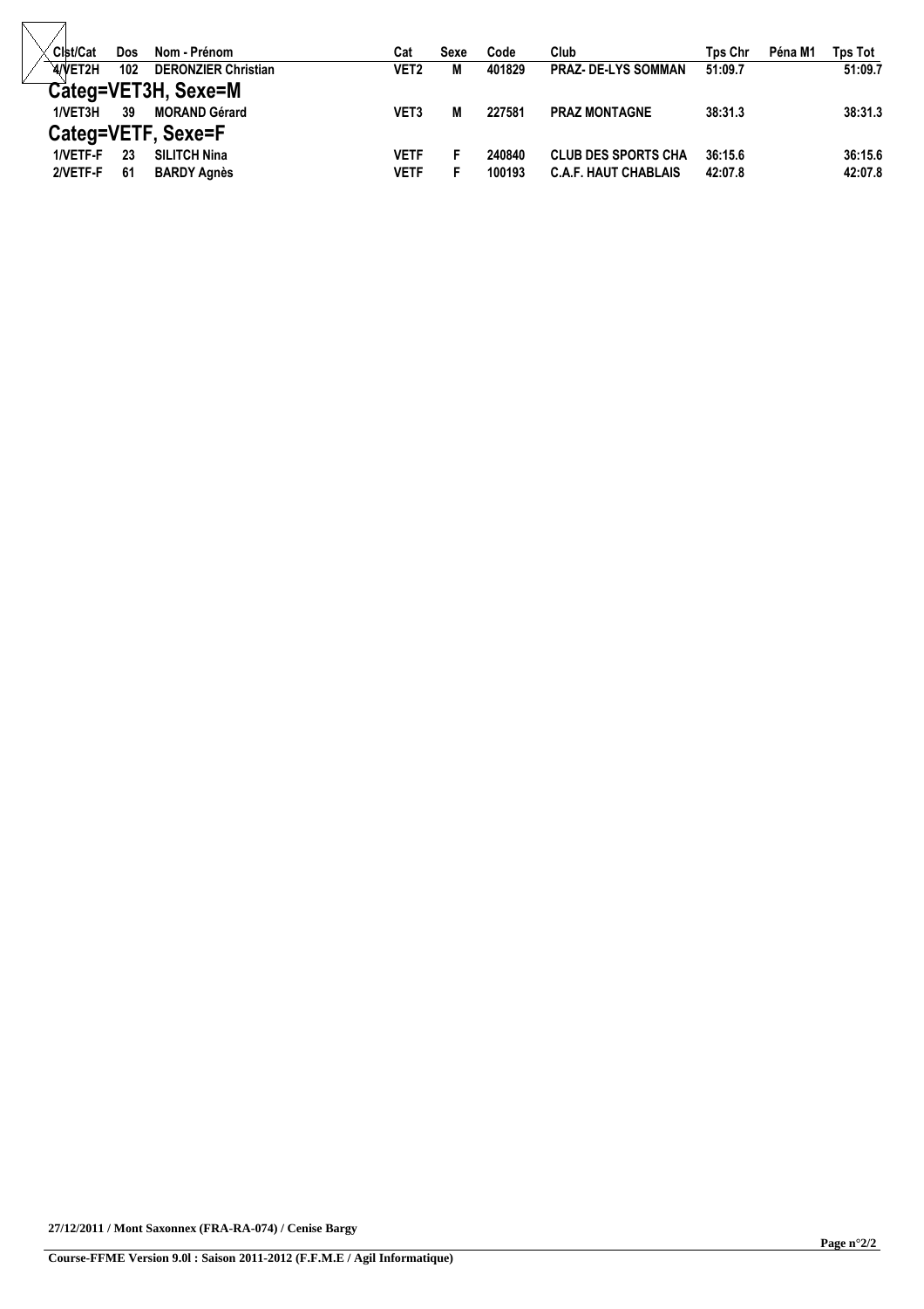| Clst/Cat | Dos | Nom - Prénom | Cat | Sexe | Code | Club | Tps Chr | Péna M1 | Tps Tot |
|---|---|---|---|---|---|---|---|---|---|
| 4/VET2H | 102 | DERONZIER Christian | VET2 | M | 401829 | PRAZ- DE-LYS SOMMAN | 51:09.7 | | 51:09.7 |

## Categ=VET3H, Sexe=M

| Clst/Cat | Dos | Nom - Prénom | Cat | Sexe | Code | Club | Tps Chr | Péna M1 | Tps Tot |
|---|---|---|---|---|---|---|---|---|---|
| 1/VET3H | 39 | MORAND Gérard | VET3 | M | 227581 | PRAZ MONTAGNE | 38:31.3 | | 38:31.3 |

## Categ=VETF, Sexe=F

| Clst/Cat | Dos | Nom - Prénom | Cat | Sexe | Code | Club | Tps Chr | Péna M1 | Tps Tot |
|---|---|---|---|---|---|---|---|---|---|
| 1/VETF-F | 23 | SILITCH Nina | VETF | F | 240840 | CLUB DES SPORTS CHA | 36:15.6 | | 36:15.6 |
| 2/VETF-F | 61 | BARDY Agnès | VETF | F | 100193 | C.A.F. HAUT CHABLAIS | 42:07.8 | | 42:07.8 |

27/12/2011 / Mont Saxonnex (FRA-RA-074) / Cenise Bargy

Course-FFME Version 9.0l : Saison 2011-2012 (F.F.M.E / Agil Informatique)